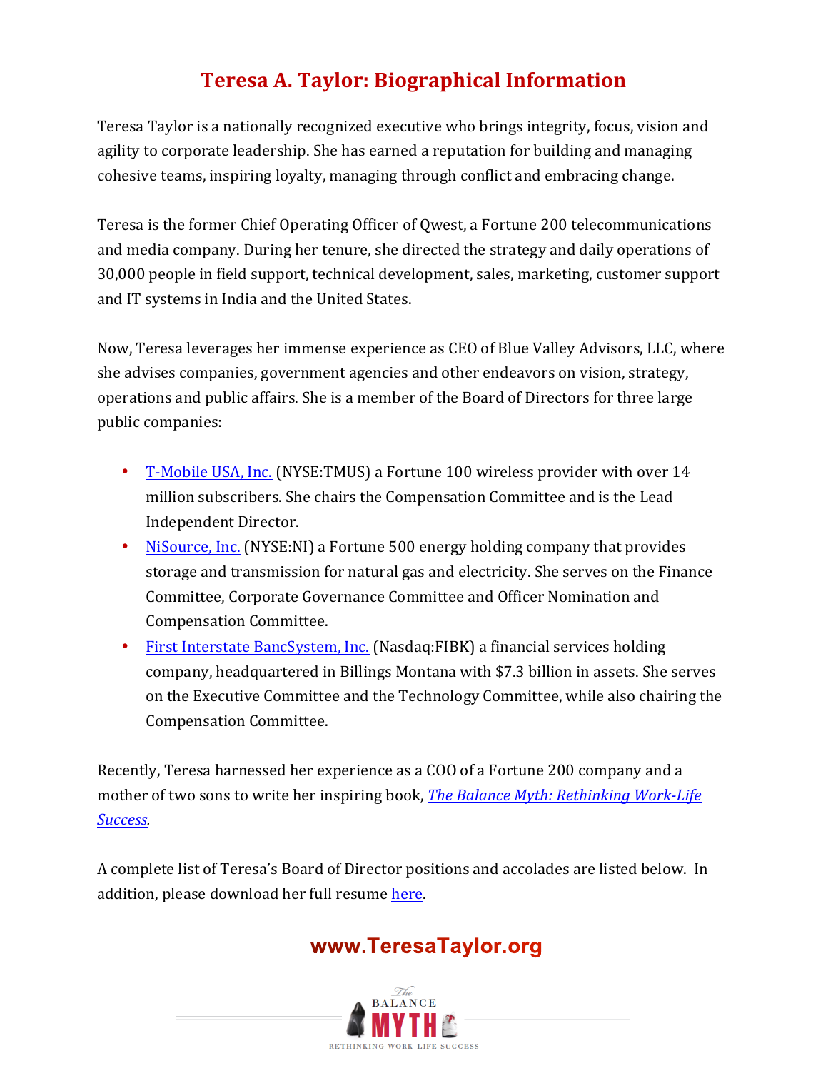# Teresa A. Taylor: Biographical Information

Teresa Taylor is a nationally recognized executive who brings integrity, focus, vision and agility to corporate leadership. She has earned a reputation for building and managing cohesive teams, inspiring loyalty, managing through conflict and embracing change.

Teresa is the former Chief Operating Officer of Qwest, a Fortune 200 telecommunications and media company. During her tenure, she directed the strategy and daily operations of 30,000 people in field support, technical development, sales, marketing, customer support and IT systems in India and the United States.

Now, Teresa leverages her immense experience as CEO of Blue Valley Advisors, LLC, where she advises companies, government agencies and other endeavors on vision, strategy, operations and public affairs. She is a member of the Board of Directors for three large public companies:

- T-Mobile USA, Inc. (NYSE:TMUS) a Fortune 100 wireless provider with over 14 million subscribers. She chairs the Compensation Committee and is the Lead Independent Director.
- NiSource, Inc. (NYSE:NI) a Fortune 500 energy holding company that provides storage and transmission for natural gas and electricity. She serves on the Finance Committee, Corporate Governance Committee and Officer Nomination and Compensation Committee.
- First Interstate BancSystem, Inc. (Nasdaq:FIBK) a financial services holding company, headquartered in Billings Montana with $7.3 billion in assets. She serves on the Executive Committee and the Technology Committee, while also chairing the Compensation Committee.

Recently, Teresa harnessed her experience as a COO of a Fortune 200 company and a mother of two sons to write her inspiring book, *The Balance Myth: Rethinking Work-Life Success*.

A complete list of Teresa's Board of Director positions and accolades are listed below. In addition, please download her full resume here.

**www.TeresaTaylor.org**

The BALANCE MYTH
RETHINKING WORK-LIFE SUCCESS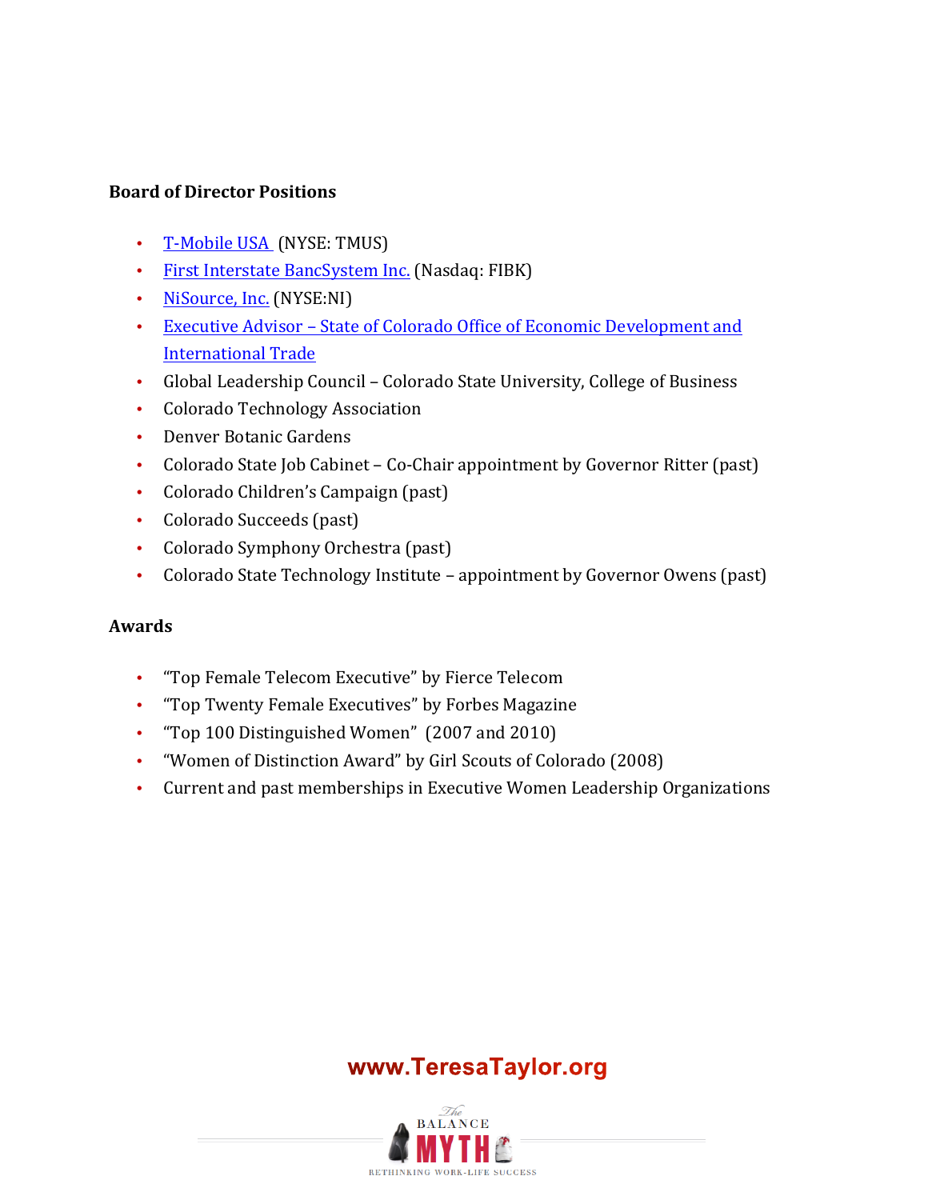**Board of Director Positions**

- T-Mobile USA (NYSE: TMUS)
- First Interstate BancSystem Inc. (Nasdaq: FIBK)
- NiSource, Inc. (NYSE:NI)
- Executive Advisor – State of Colorado Office of Economic Development and International Trade
- Global Leadership Council – Colorado State University, College of Business
- Colorado Technology Association
- Denver Botanic Gardens
- Colorado State Job Cabinet – Co-Chair appointment by Governor Ritter (past)
- Colorado Children's Campaign (past)
- Colorado Succeeds (past)
- Colorado Symphony Orchestra (past)
- Colorado State Technology Institute – appointment by Governor Owens (past)

**Awards**

- "Top Female Telecom Executive" by Fierce Telecom
- "Top Twenty Female Executives" by Forbes Magazine
- "Top 100 Distinguished Women" (2007 and 2010)
- "Women of Distinction Award" by Girl Scouts of Colorado (2008)
- Current and past memberships in Executive Women Leadership Organizations

www.TeresaTaylor.org

The BALANCE MYTH

RETHINKING WORK-LIFE SUCCESS